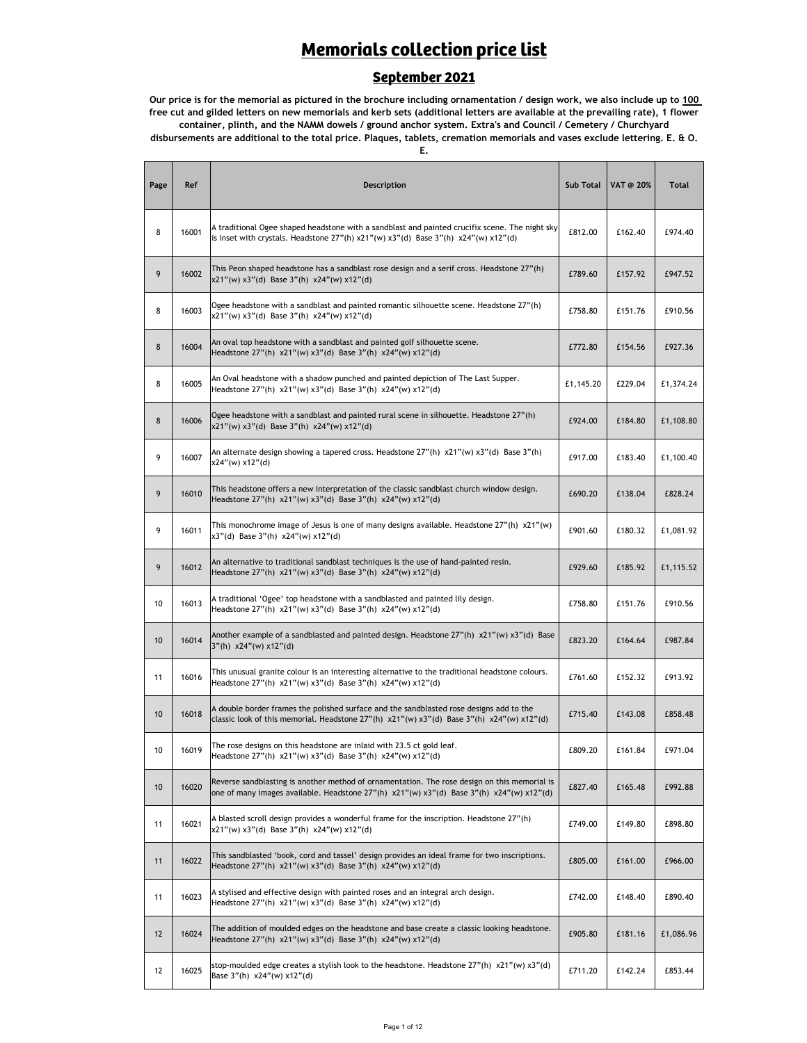# Memorials collection price list

## September 2021

**Our price is for the memorial as pictured in the brochure including ornamentation / design work, we also include up to 100 free cut and gilded letters on new memorials and kerb sets (additional letters are available at the prevailing rate), 1 flower container, plinth, and the NAMM dowels / ground anchor system. Extra's and Council / Cemetery / Churchyard disbursements are additional to the total price. Plaques, tablets, cremation memorials and vases exclude lettering. E. & O. E.**

| Page | Ref | Description | Sub Total | VAT @ 20% | Total |
|---|---|---|---|---|---|
| 8 | 16001 | A traditional Ogee shaped headstone with a sandblast and painted crucifix scene. The night sky is inset with crystals. Headstone 27"(h) x21"(w) x3"(d) Base 3"(h) x24"(w) x12"(d) | £812.00 | £162.40 | £974.40 |
| 9 | 16002 | This Peon shaped headstone has a sandblast rose design and a serif cross. Headstone 27"(h) x21"(w) x3"(d) Base 3"(h) x24"(w) x12"(d) | £789.60 | £157.92 | £947.52 |
| 8 | 16003 | Ogee headstone with a sandblast and painted romantic silhouette scene. Headstone 27"(h) x21"(w) x3"(d) Base 3"(h) x24"(w) x12"(d) | £758.80 | £151.76 | £910.56 |
| 8 | 16004 | An oval top headstone with a sandblast and painted golf silhouette scene. Headstone 27"(h) x21"(w) x3"(d) Base 3"(h) x24"(w) x12"(d) | £772.80 | £154.56 | £927.36 |
| 8 | 16005 | An Oval headstone with a shadow punched and painted depiction of The Last Supper. Headstone 27"(h) x21"(w) x3"(d) Base 3"(h) x24"(w) x12"(d) | £1,145.20 | £229.04 | £1,374.24 |
| 8 | 16006 | Ogee headstone with a sandblast and painted rural scene in silhouette. Headstone 27"(h) x21"(w) x3"(d) Base 3"(h) x24"(w) x12"(d) | £924.00 | £184.80 | £1,108.80 |
| 9 | 16007 | An alternate design showing a tapered cross. Headstone 27"(h) x21"(w) x3"(d) Base 3"(h) x24"(w) x12"(d) | £917.00 | £183.40 | £1,100.40 |
| 9 | 16010 | This headstone offers a new interpretation of the classic sandblast church window design. Headstone 27"(h) x21"(w) x3"(d) Base 3"(h) x24"(w) x12"(d) | £690.20 | £138.04 | £828.24 |
| 9 | 16011 | This monochrome image of Jesus is one of many designs available. Headstone 27"(h) x21"(w) x3"(d) Base 3"(h) x24"(w) x12"(d) | £901.60 | £180.32 | £1,081.92 |
| 9 | 16012 | An alternative to traditional sandblast techniques is the use of hand-painted resin. Headstone 27"(h) x21"(w) x3"(d) Base 3"(h) x24"(w) x12"(d) | £929.60 | £185.92 | £1,115.52 |
| 10 | 16013 | A traditional 'Ogee' top headstone with a sandblasted and painted lily design. Headstone 27"(h) x21"(w) x3"(d) Base 3"(h) x24"(w) x12"(d) | £758.80 | £151.76 | £910.56 |
| 10 | 16014 | Another example of a sandblasted and painted design. Headstone 27"(h) x21"(w) x3"(d) Base 3"(h) x24"(w) x12"(d) | £823.20 | £164.64 | £987.84 |
| 11 | 16016 | This unusual granite colour is an interesting alternative to the traditional headstone colours. Headstone 27"(h) x21"(w) x3"(d) Base 3"(h) x24"(w) x12"(d) | £761.60 | £152.32 | £913.92 |
| 10 | 16018 | A double border frames the polished surface and the sandblasted rose designs add to the classic look of this memorial. Headstone 27"(h) x21"(w) x3"(d) Base 3"(h) x24"(w) x12"(d) | £715.40 | £143.08 | £858.48 |
| 10 | 16019 | The rose designs on this headstone are inlaid with 23.5 ct gold leaf. Headstone 27"(h) x21"(w) x3"(d) Base 3"(h) x24"(w) x12"(d) | £809.20 | £161.84 | £971.04 |
| 10 | 16020 | Reverse sandblasting is another method of ornamentation. The rose design on this memorial is one of many images available. Headstone 27"(h) x21"(w) x3"(d) Base 3"(h) x24"(w) x12"(d) | £827.40 | £165.48 | £992.88 |
| 11 | 16021 | A blasted scroll design provides a wonderful frame for the inscription. Headstone 27"(h) x21"(w) x3"(d) Base 3"(h) x24"(w) x12"(d) | £749.00 | £149.80 | £898.80 |
| 11 | 16022 | This sandblasted 'book, cord and tassel' design provides an ideal frame for two inscriptions. Headstone 27"(h) x21"(w) x3"(d) Base 3"(h) x24"(w) x12"(d) | £805.00 | £161.00 | £966.00 |
| 11 | 16023 | A stylised and effective design with painted roses and an integral arch design. Headstone 27"(h) x21"(w) x3"(d) Base 3"(h) x24"(w) x12"(d) | £742.00 | £148.40 | £890.40 |
| 12 | 16024 | The addition of moulded edges on the headstone and base create a classic looking headstone. Headstone 27"(h) x21"(w) x3"(d) Base 3"(h) x24"(w) x12"(d) | £905.80 | £181.16 | £1,086.96 |
| 12 | 16025 | stop-moulded edge creates a stylish look to the headstone. Headstone 27"(h) x21"(w) x3"(d) Base 3"(h) x24"(w) x12"(d) | £711.20 | £142.24 | £853.44 |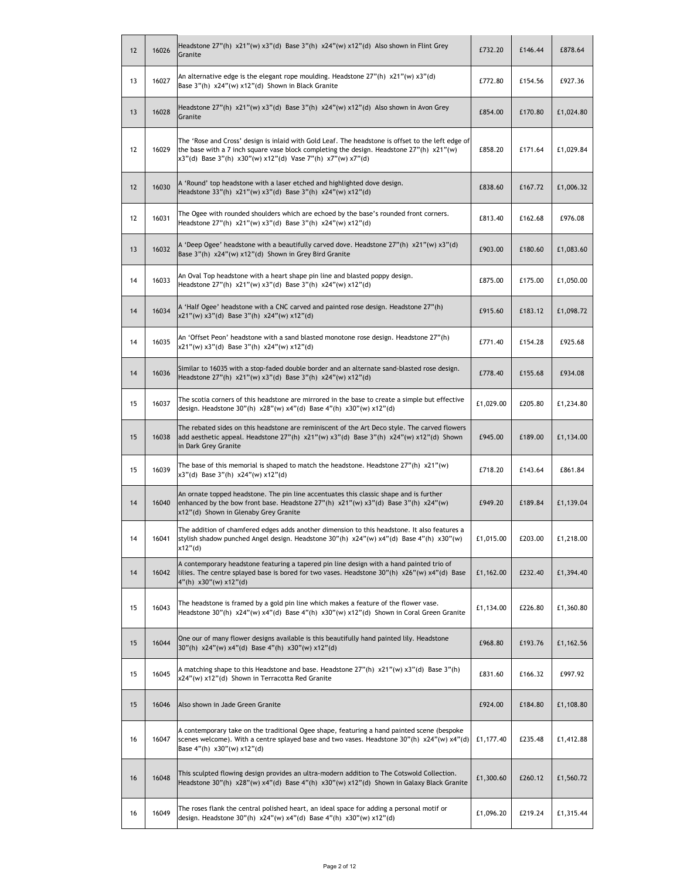| | | | | | |
|---|---|---|---|---|---|
| 12 | 16026 | Headstone 27"(h) x21"(w) x3"(d) Base 3"(h) x24"(w) x12"(d) Also shown in Flint Grey Granite | £732.20 | £146.44 | £878.64 |
| 13 | 16027 | An alternative edge is the elegant rope moulding. Headstone 27"(h) x21"(w) x3"(d) Base 3"(h) x24"(w) x12"(d) Shown in Black Granite | £772.80 | £154.56 | £927.36 |
| 13 | 16028 | Headstone 27"(h) x21"(w) x3"(d) Base 3"(h) x24"(w) x12"(d) Also shown in Avon Grey Granite | £854.00 | £170.80 | £1,024.80 |
| 12 | 16029 | The 'Rose and Cross' design is inlaid with Gold Leaf. The headstone is offset to the left edge of the base with a 7 inch square vase block completing the design. Headstone 27"(h) x21"(w) x3"(d) Base 3"(h) x30"(w) x12"(d) Vase 7"(h) x7"(w) x7"(d) | £858.20 | £171.64 | £1,029.84 |
| 12 | 16030 | A 'Round' top headstone with a laser etched and highlighted dove design. Headstone 33"(h) x21"(w) x3"(d) Base 3"(h) x24"(w) x12"(d) | £838.60 | £167.72 | £1,006.32 |
| 12 | 16031 | The Ogee with rounded shoulders which are echoed by the base's rounded front corners. Headstone 27"(h) x21"(w) x3"(d) Base 3"(h) x24"(w) x12"(d) | £813.40 | £162.68 | £976.08 |
| 13 | 16032 | A 'Deep Ogee' headstone with a beautifully carved dove. Headstone 27"(h) x21"(w) x3"(d) Base 3"(h) x24"(w) x12"(d) Shown in Grey Bird Granite | £903.00 | £180.60 | £1,083.60 |
| 14 | 16033 | An Oval Top headstone with a heart shape pin line and blasted poppy design. Headstone 27"(h) x21"(w) x3"(d) Base 3"(h) x24"(w) x12"(d) | £875.00 | £175.00 | £1,050.00 |
| 14 | 16034 | A 'Half Ogee' headstone with a CNC carved and painted rose design. Headstone 27"(h) x21"(w) x3"(d) Base 3"(h) x24"(w) x12"(d) | £915.60 | £183.12 | £1,098.72 |
| 14 | 16035 | An 'Offset Peon' headstone with a sand blasted monotone rose design. Headstone 27"(h) x21"(w) x3"(d) Base 3"(h) x24"(w) x12"(d) | £771.40 | £154.28 | £925.68 |
| 14 | 16036 | Similar to 16035 with a stop-faded double border and an alternate sand-blasted rose design. Headstone 27"(h) x21"(w) x3"(d) Base 3"(h) x24"(w) x12"(d) | £778.40 | £155.68 | £934.08 |
| 15 | 16037 | The scotia corners of this headstone are mirrored in the base to create a simple but effective design. Headstone 30"(h) x28"(w) x4"(d) Base 4"(h) x30"(w) x12"(d) | £1,029.00 | £205.80 | £1,234.80 |
| 15 | 16038 | The rebated sides on this headstone are reminiscent of the Art Deco style. The carved flowers add aesthetic appeal. Headstone 27"(h) x21"(w) x3"(d) Base 3"(h) x24"(w) x12"(d) Shown in Dark Grey Granite | £945.00 | £189.00 | £1,134.00 |
| 15 | 16039 | The base of this memorial is shaped to match the headstone. Headstone 27"(h) x21"(w) x3"(d) Base 3"(h) x24"(w) x12"(d) | £718.20 | £143.64 | £861.84 |
| 14 | 16040 | An ornate topped headstone. The pin line accentuates this classic shape and is further enhanced by the bow front base. Headstone 27"(h) x21"(w) x3"(d) Base 3"(h) x24"(w) x12"(d) Shown in Glenaby Grey Granite | £949.20 | £189.84 | £1,139.04 |
| 14 | 16041 | The addition of chamfered edges adds another dimension to this headstone. It also features a stylish shadow punched Angel design. Headstone 30"(h) x24"(w) x4"(d) Base 4"(h) x30"(w) x12"(d) | £1,015.00 | £203.00 | £1,218.00 |
| 14 | 16042 | A contemporary headstone featuring a tapered pin line design with a hand painted trio of lilies. The centre splayed base is bored for two vases. Headstone 30"(h) x26"(w) x4"(d) Base 4"(h) x30"(w) x12"(d) | £1,162.00 | £232.40 | £1,394.40 |
| 15 | 16043 | The headstone is framed by a gold pin line which makes a feature of the flower vase. Headstone 30"(h) x24"(w) x4"(d) Base 4"(h) x30"(w) x12"(d) Shown in Coral Green Granite | £1,134.00 | £226.80 | £1,360.80 |
| 15 | 16044 | One our of many flower designs available is this beautifully hand painted lily. Headstone 30"(h) x24"(w) x4"(d) Base 4"(h) x30"(w) x12"(d) | £968.80 | £193.76 | £1,162.56 |
| 15 | 16045 | A matching shape to this Headstone and base. Headstone 27"(h) x21"(w) x3"(d) Base 3"(h) x24"(w) x12"(d) Shown in Terracotta Red Granite | £831.60 | £166.32 | £997.92 |
| 15 | 16046 | Also shown in Jade Green Granite | £924.00 | £184.80 | £1,108.80 |
| 16 | 16047 | A contemporary take on the traditional Ogee shape, featuring a hand painted scene (bespoke scenes welcome). With a centre splayed base and two vases. Headstone 30"(h) x24"(w) x4"(d) Base 4"(h) x30"(w) x12"(d) | £1,177.40 | £235.48 | £1,412.88 |
| 16 | 16048 | This sculpted flowing design provides an ultra-modern addition to The Cotswold Collection. Headstone 30"(h) x28"(w) x4"(d) Base 4"(h) x30"(w) x12"(d) Shown in Galaxy Black Granite | £1,300.60 | £260.12 | £1,560.72 |
| 16 | 16049 | The roses flank the central polished heart, an ideal space for adding a personal motif or design. Headstone 30"(h) x24"(w) x4"(d) Base 4"(h) x30"(w) x12"(d) | £1,096.20 | £219.24 | £1,315.44 |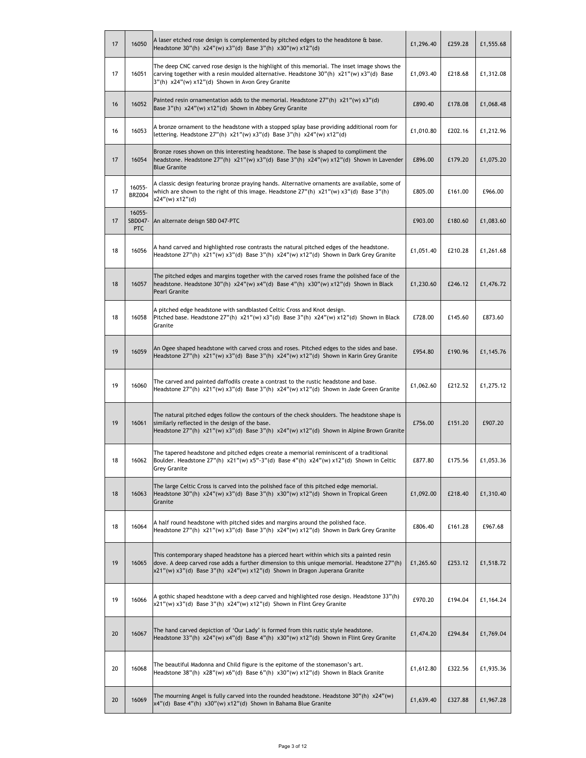| 17 | 16050 | A laser etched rose design is complemented by pitched edges to the headstone & base. Headstone 30"(h) x24"(w) x3"(d) Base 3"(h) x30"(w) x12"(d) | £1,296.40 | £259.28 | £1,555.68 |
|---|---|---|---|---|---|
| 17 | 16051 | The deep CNC carved rose design is the highlight of this memorial. The inset image shows the carving together with a resin moulded alternative. Headstone 30"(h) x21"(w) x3"(d) Base 3"(h) x24"(w) x12"(d) Shown in Avon Grey Granite | £1,093.40 | £218.68 | £1,312.08 |
| 16 | 16052 | Painted resin ornamentation adds to the memorial. Headstone 27"(h) x21"(w) x3"(d) Base 3"(h) x24"(w) x12"(d) Shown in Abbey Grey Granite | £890.40 | £178.08 | £1,068.48 |
| 16 | 16053 | A bronze ornament to the headstone with a stopped splay base providing additional room for lettering. Headstone 27"(h) x21"(w) x3"(d) Base 3"(h) x24"(w) x12"(d) | £1,010.80 | £202.16 | £1,212.96 |
| 17 | 16054 | Bronze roses shown on this interesting headstone. The base is shaped to compliment the headstone. Headstone 27"(h) x21"(w) x3"(d) Base 3"(h) x24"(w) x12"(d) Shown in Lavender Blue Granite | £896.00 | £179.20 | £1,075.20 |
| 17 | 16055-BRZ004 | A classic design featuring bronze praying hands. Alternative ornaments are available, some of which are shown to the right of this image. Headstone 27"(h) x21"(w) x3"(d) Base 3"(h) x24"(w) x12"(d) | £805.00 | £161.00 | £966.00 |
| 17 | 16055-SBD047-PTC | An alternate deisgn SBD 047-PTC | £903.00 | £180.60 | £1,083.60 |
| 18 | 16056 | A hand carved and highlighted rose contrasts the natural pitched edges of the headstone. Headstone 27"(h) x21"(w) x3"(d) Base 3"(h) x24"(w) x12"(d) Shown in Dark Grey Granite | £1,051.40 | £210.28 | £1,261.68 |
| 18 | 16057 | The pitched edges and margins together with the carved roses frame the polished face of the headstone. Headstone 30"(h) x24"(w) x4"(d) Base 4"(h) x30"(w) x12"(d) Shown in Black Pearl Granite | £1,230.60 | £246.12 | £1,476.72 |
| 18 | 16058 | A pitched edge headstone with sandblasted Celtic Cross and Knot design. Pitched base. Headstone 27"(h) x21"(w) x3"(d) Base 3"(h) x24"(w) x12"(d) Shown in Black Granite | £728.00 | £145.60 | £873.60 |
| 19 | 16059 | An Ogee shaped headstone with carved cross and roses. Pitched edges to the sides and base. Headstone 27"(h) x21"(w) x3"(d) Base 3"(h) x24"(w) x12"(d) Shown in Karin Grey Granite | £954.80 | £190.96 | £1,145.76 |
| 19 | 16060 | The carved and painted daffodils create a contrast to the rustic headstone and base. Headstone 27"(h) x21"(w) x3"(d) Base 3"(h) x24"(w) x12"(d) Shown in Jade Green Granite | £1,062.60 | £212.52 | £1,275.12 |
| 19 | 16061 | The natural pitched edges follow the contours of the check shoulders. The headstone shape is similarly reflected in the design of the base. Headstone 27"(h) x21"(w) x3"(d) Base 3"(h) x24"(w) x12"(d) Shown in Alpine Brown Granite | £756.00 | £151.20 | £907.20 |
| 18 | 16062 | The tapered headstone and pitched edges create a memorial reminiscent of a traditional Boulder. Headstone 27"(h) x21"(w) x5"-3"(d) Base 4"(h) x24"(w) x12"(d) Shown in Celtic Grey Granite | £877.80 | £175.56 | £1,053.36 |
| 18 | 16063 | The large Celtic Cross is carved into the polished face of this pitched edge memorial. Headstone 30"(h) x24"(w) x3"(d) Base 3"(h) x30"(w) x12"(d) Shown in Tropical Green Granite | £1,092.00 | £218.40 | £1,310.40 |
| 18 | 16064 | A half round headstone with pitched sides and margins around the polished face. Headstone 27"(h) x21"(w) x3"(d) Base 3"(h) x24"(w) x12"(d) Shown in Dark Grey Granite | £806.40 | £161.28 | £967.68 |
| 19 | 16065 | This contemporary shaped headstone has a pierced heart within which sits a painted resin dove. A deep carved rose adds a further dimension to this unique memorial. Headstone 27"(h) x21"(w) x3"(d) Base 3"(h) x24"(w) x12"(d) Shown in Dragon Juperana Granite | £1,265.60 | £253.12 | £1,518.72 |
| 19 | 16066 | A gothic shaped headstone with a deep carved and highlighted rose design. Headstone 33"(h) x21"(w) x3"(d) Base 3"(h) x24"(w) x12"(d) Shown in Flint Grey Granite | £970.20 | £194.04 | £1,164.24 |
| 20 | 16067 | The hand carved depiction of 'Our Lady' is formed from this rustic style headstone. Headstone 33"(h) x24"(w) x4"(d) Base 4"(h) x30"(w) x12"(d) Shown in Flint Grey Granite | £1,474.20 | £294.84 | £1,769.04 |
| 20 | 16068 | The beautiful Madonna and Child figure is the epitome of the stonemason's art. Headstone 38"(h) x28"(w) x6"(d) Base 6"(h) x30"(w) x12"(d) Shown in Black Granite | £1,612.80 | £322.56 | £1,935.36 |
| 20 | 16069 | The mourning Angel is fully carved into the rounded headstone. Headstone 30"(h) x24"(w) x4"(d) Base 4"(h) x30"(w) x12"(d) Shown in Bahama Blue Granite | £1,639.40 | £327.88 | £1,967.28 |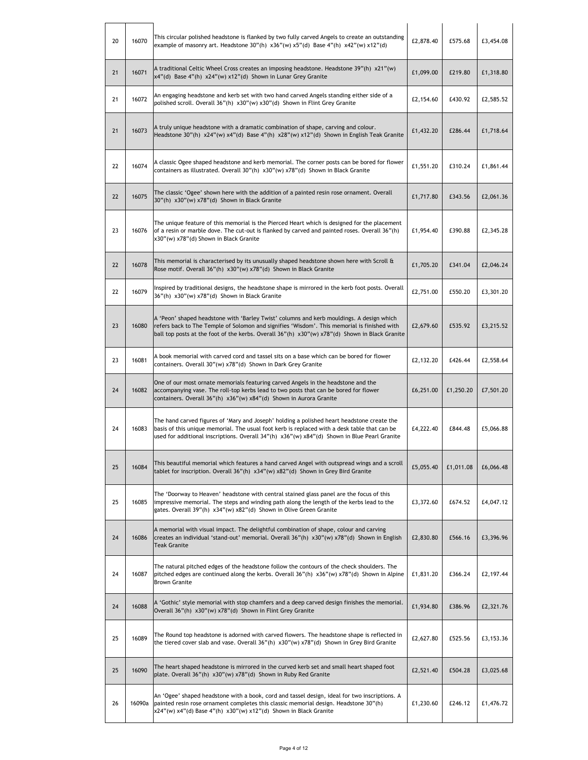| | | | | | |
|---|---|---|---|---|---|
| 20 | 16070 | This circular polished headstone is flanked by two fully carved Angels to create an outstanding example of masonry art. Headstone 30"(h) x36"(w) x5"(d) Base 4"(h) x42"(w) x12"(d) | £2,878.40 | £575.68 | £3,454.08 |
| 21 | 16071 | A traditional Celtic Wheel Cross creates an imposing headstone. Headstone 39"(h) x21"(w) x4"(d) Base 4"(h) x24"(w) x12"(d) Shown in Lunar Grey Granite | £1,099.00 | £219.80 | £1,318.80 |
| 21 | 16072 | An engaging headstone and kerb set with two hand carved Angels standing either side of a polished scroll. Overall 36"(h) x30"(w) x30"(d) Shown in Flint Grey Granite | £2,154.60 | £430.92 | £2,585.52 |
| 21 | 16073 | A truly unique headstone with a dramatic combination of shape, carving and colour. Headstone 30"(h) x24"(w) x4"(d) Base 4"(h) x28"(w) x12"(d) Shown in English Teak Granite | £1,432.20 | £286.44 | £1,718.64 |
| 22 | 16074 | A classic Ogee shaped headstone and kerb memorial. The corner posts can be bored for flower containers as illustrated. Overall 30"(h) x30"(w) x78"(d) Shown in Black Granite | £1,551.20 | £310.24 | £1,861.44 |
| 22 | 16075 | The classic 'Ogee' shown here with the addition of a painted resin rose ornament. Overall 30"(h) x30"(w) x78"(d) Shown in Black Granite | £1,717.80 | £343.56 | £2,061.36 |
| 23 | 16076 | The unique feature of this memorial is the Pierced Heart which is designed for the placement of a resin or marble dove. The cut-out is flanked by carved and painted roses. Overall 36"(h) x30"(w) x78"(d) Shown in Black Granite | £1,954.40 | £390.88 | £2,345.28 |
| 22 | 16078 | This memorial is characterised by its unusually shaped headstone shown here with Scroll & Rose motif. Overall 36"(h) x30"(w) x78"(d) Shown in Black Granite | £1,705.20 | £341.04 | £2,046.24 |
| 22 | 16079 | Inspired by traditional designs, the headstone shape is mirrored in the kerb foot posts. Overall 36"(h) x30"(w) x78"(d) Shown in Black Granite | £2,751.00 | £550.20 | £3,301.20 |
| 23 | 16080 | A 'Peon' shaped headstone with 'Barley Twist' columns and kerb mouldings. A design which refers back to The Temple of Solomon and signifies 'Wisdom'. This memorial is finished with ball top posts at the foot of the kerbs. Overall 36"(h) x30"(w) x78"(d) Shown in Black Granite | £2,679.60 | £535.92 | £3,215.52 |
| 23 | 16081 | A book memorial with carved cord and tassel sits on a base which can be bored for flower containers. Overall 30"(w) x78"(d) Shown in Dark Grey Granite | £2,132.20 | £426.44 | £2,558.64 |
| 24 | 16082 | One of our most ornate memorials featuring carved Angels in the headstone and the accompanying vase. The roll-top kerbs lead to two posts that can be bored for flower containers. Overall 36"(h) x36"(w) x84"(d) Shown in Aurora Granite | £6,251.00 | £1,250.20 | £7,501.20 |
| 24 | 16083 | The hand carved figures of 'Mary and Joseph' holding a polished heart headstone create the basis of this unique memorial. The usual foot kerb is replaced with a desk table that can be used for additional inscriptions. Overall 34"(h) x36"(w) x84"(d) Shown in Blue Pearl Granite | £4,222.40 | £844.48 | £5,066.88 |
| 25 | 16084 | This beautiful memorial which features a hand carved Angel with outspread wings and a scroll tablet for inscription. Overall 36"(h) x34"(w) x82"(d) Shown in Grey Bird Granite | £5,055.40 | £1,011.08 | £6,066.48 |
| 25 | 16085 | The 'Doorway to Heaven' headstone with central stained glass panel are the focus of this impressive memorial. The steps and winding path along the length of the kerbs lead to the gates. Overall 39"(h) x34"(w) x82"(d) Shown in Olive Green Granite | £3,372.60 | £674.52 | £4,047.12 |
| 24 | 16086 | A memorial with visual impact. The delightful combination of shape, colour and carving creates an individual 'stand-out' memorial. Overall 36"(h) x30"(w) x78"(d) Shown in English Teak Granite | £2,830.80 | £566.16 | £3,396.96 |
| 24 | 16087 | The natural pitched edges of the headstone follow the contours of the check shoulders. The pitched edges are continued along the kerbs. Overall 36"(h) x36"(w) x78"(d) Shown in Alpine Brown Granite | £1,831.20 | £366.24 | £2,197.44 |
| 24 | 16088 | A 'Gothic' style memorial with stop chamfers and a deep carved design finishes the memorial. Overall 36"(h) x30"(w) x78"(d) Shown in Flint Grey Granite | £1,934.80 | £386.96 | £2,321.76 |
| 25 | 16089 | The Round top headstone is adorned with carved flowers. The headstone shape is reflected in the tiered cover slab and vase. Overall 36"(h) x30"(w) x78"(d) Shown in Grey Bird Granite | £2,627.80 | £525.56 | £3,153.36 |
| 25 | 16090 | The heart shaped headstone is mirrored in the curved kerb set and small heart shaped foot plate. Overall 36"(h) x30"(w) x78"(d) Shown in Ruby Red Granite | £2,521.40 | £504.28 | £3,025.68 |
| 26 | 16090a | An 'Ogee' shaped headstone with a book, cord and tassel design, ideal for two inscriptions. A painted resin rose ornament completes this classic memorial design. Headstone 30"(h) x24"(w) x4"(d) Base 4"(h) x30"(w) x12"(d) Shown in Black Granite | £1,230.60 | £246.12 | £1,476.72 |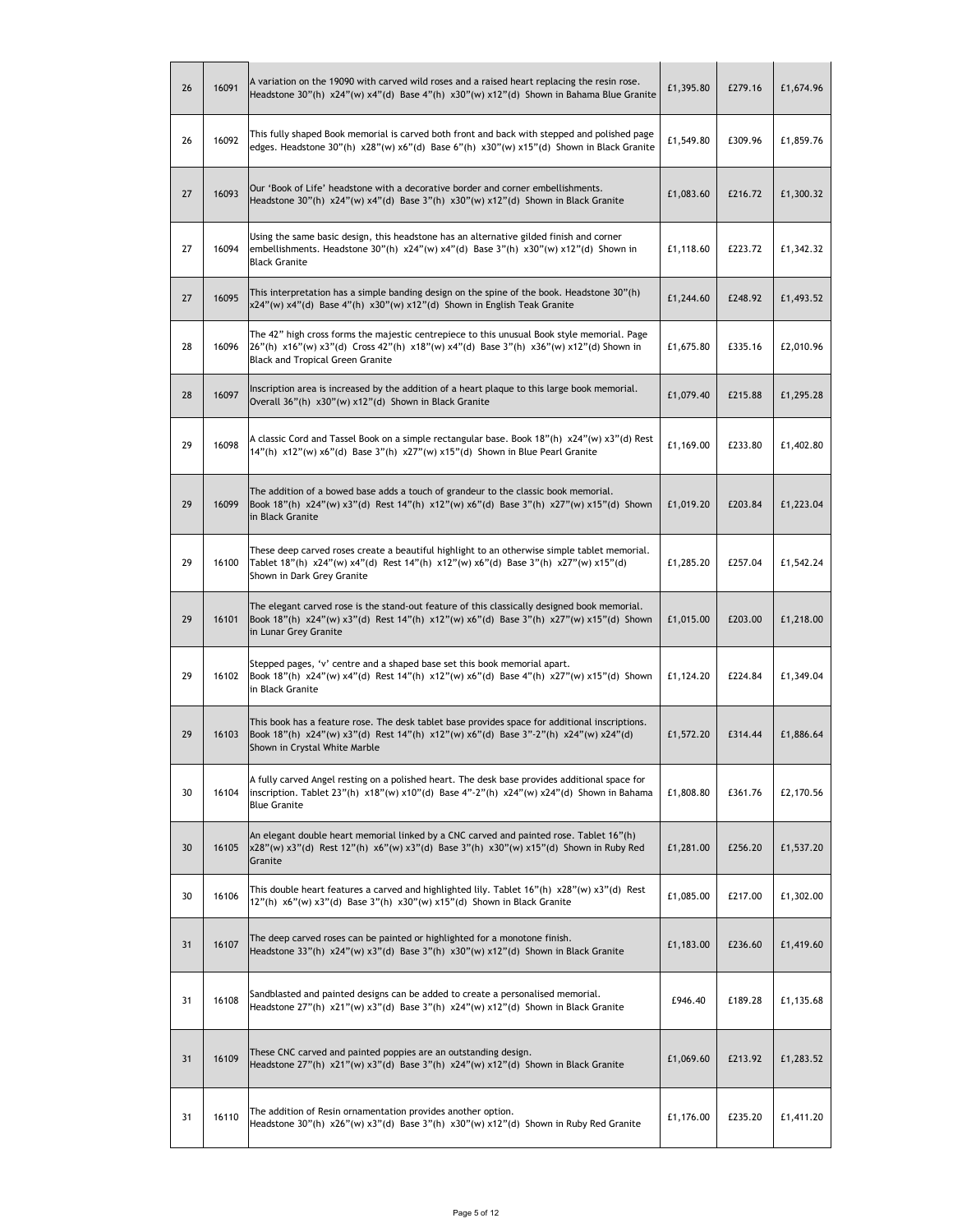| | | | | | |
|---|---|---|---|---|---|
| 26 | 16091 | A variation on the 19090 with carved wild roses and a raised heart replacing the resin rose. Headstone 30"(h) x24"(w) x4"(d) Base 4"(h) x30"(w) x12"(d) Shown in Bahama Blue Granite | £1,395.80 | £279.16 | £1,674.96 |
| 26 | 16092 | This fully shaped Book memorial is carved both front and back with stepped and polished page edges. Headstone 30"(h) x28"(w) x6"(d) Base 6"(h) x30"(w) x15"(d) Shown in Black Granite | £1,549.80 | £309.96 | £1,859.76 |
| 27 | 16093 | Our 'Book of Life' headstone with a decorative border and corner embellishments. Headstone 30"(h) x24"(w) x4"(d) Base 3"(h) x30"(w) x12"(d) Shown in Black Granite | £1,083.60 | £216.72 | £1,300.32 |
| 27 | 16094 | Using the same basic design, this headstone has an alternative gilded finish and corner embellishments. Headstone 30"(h) x24"(w) x4"(d) Base 3"(h) x30"(w) x12"(d) Shown in Black Granite | £1,118.60 | £223.72 | £1,342.32 |
| 27 | 16095 | This interpretation has a simple banding design on the spine of the book. Headstone 30"(h) x24"(w) x4"(d) Base 4"(h) x30"(w) x12"(d) Shown in English Teak Granite | £1,244.60 | £248.92 | £1,493.52 |
| 28 | 16096 | The 42" high cross forms the majestic centrepiece to this unusual Book style memorial. Page 26"(h) x16"(w) x3"(d) Cross 42"(h) x18"(w) x4"(d) Base 3"(h) x36"(w) x12"(d) Shown in Black and Tropical Green Granite | £1,675.80 | £335.16 | £2,010.96 |
| 28 | 16097 | Inscription area is increased by the addition of a heart plaque to this large book memorial. Overall 36"(h) x30"(w) x12"(d) Shown in Black Granite | £1,079.40 | £215.88 | £1,295.28 |
| 29 | 16098 | A classic Cord and Tassel Book on a simple rectangular base. Book 18"(h) x24"(w) x3"(d) Rest 14"(h) x12"(w) x6"(d) Base 3"(h) x27"(w) x15"(d) Shown in Blue Pearl Granite | £1,169.00 | £233.80 | £1,402.80 |
| 29 | 16099 | The addition of a bowed base adds a touch of grandeur to the classic book memorial. Book 18"(h) x24"(w) x3"(d) Rest 14"(h) x12"(w) x6"(d) Base 3"(h) x27"(w) x15"(d) Shown in Black Granite | £1,019.20 | £203.84 | £1,223.04 |
| 29 | 16100 | These deep carved roses create a beautiful highlight to an otherwise simple tablet memorial. Tablet 18"(h) x24"(w) x4"(d) Rest 14"(h) x12"(w) x6"(d) Base 3"(h) x27"(w) x15"(d) Shown in Dark Grey Granite | £1,285.20 | £257.04 | £1,542.24 |
| 29 | 16101 | The elegant carved rose is the stand-out feature of this classically designed book memorial. Book 18"(h) x24"(w) x3"(d) Rest 14"(h) x12"(w) x6"(d) Base 3"(h) x27"(w) x15"(d) Shown in Lunar Grey Granite | £1,015.00 | £203.00 | £1,218.00 |
| 29 | 16102 | Stepped pages, 'v' centre and a shaped base set this book memorial apart. Book 18"(h) x24"(w) x4"(d) Rest 14"(h) x12"(w) x6"(d) Base 4"(h) x27"(w) x15"(d) Shown in Black Granite | £1,124.20 | £224.84 | £1,349.04 |
| 29 | 16103 | This book has a feature rose. The desk tablet base provides space for additional inscriptions. Book 18"(h) x24"(w) x3"(d) Rest 14"(h) x12"(w) x6"(d) Base 3"-2"(h) x24"(w) x24"(d) Shown in Crystal White Marble | £1,572.20 | £314.44 | £1,886.64 |
| 30 | 16104 | A fully carved Angel resting on a polished heart. The desk base provides additional space for inscription. Tablet 23"(h) x18"(w) x10"(d) Base 4"-2"(h) x24"(w) x24"(d) Shown in Bahama Blue Granite | £1,808.80 | £361.76 | £2,170.56 |
| 30 | 16105 | An elegant double heart memorial linked by a CNC carved and painted rose. Tablet 16"(h) x28"(w) x3"(d) Rest 12"(h) x6"(w) x3"(d) Base 3"(h) x30"(w) x15"(d) Shown in Ruby Red Granite | £1,281.00 | £256.20 | £1,537.20 |
| 30 | 16106 | This double heart features a carved and highlighted lily. Tablet 16"(h) x28"(w) x3"(d) Rest 12"(h) x6"(w) x3"(d) Base 3"(h) x30"(w) x15"(d) Shown in Black Granite | £1,085.00 | £217.00 | £1,302.00 |
| 31 | 16107 | The deep carved roses can be painted or highlighted for a monotone finish. Headstone 33"(h) x24"(w) x3"(d) Base 3"(h) x30"(w) x12"(d) Shown in Black Granite | £1,183.00 | £236.60 | £1,419.60 |
| 31 | 16108 | Sandblasted and painted designs can be added to create a personalised memorial. Headstone 27"(h) x21"(w) x3"(d) Base 3"(h) x24"(w) x12"(d) Shown in Black Granite | £946.40 | £189.28 | £1,135.68 |
| 31 | 16109 | These CNC carved and painted poppies are an outstanding design. Headstone 27"(h) x21"(w) x3"(d) Base 3"(h) x24"(w) x12"(d) Shown in Black Granite | £1,069.60 | £213.92 | £1,283.52 |
| 31 | 16110 | The addition of Resin ornamentation provides another option. Headstone 30"(h) x26"(w) x3"(d) Base 3"(h) x30"(w) x12"(d) Shown in Ruby Red Granite | £1,176.00 | £235.20 | £1,411.20 |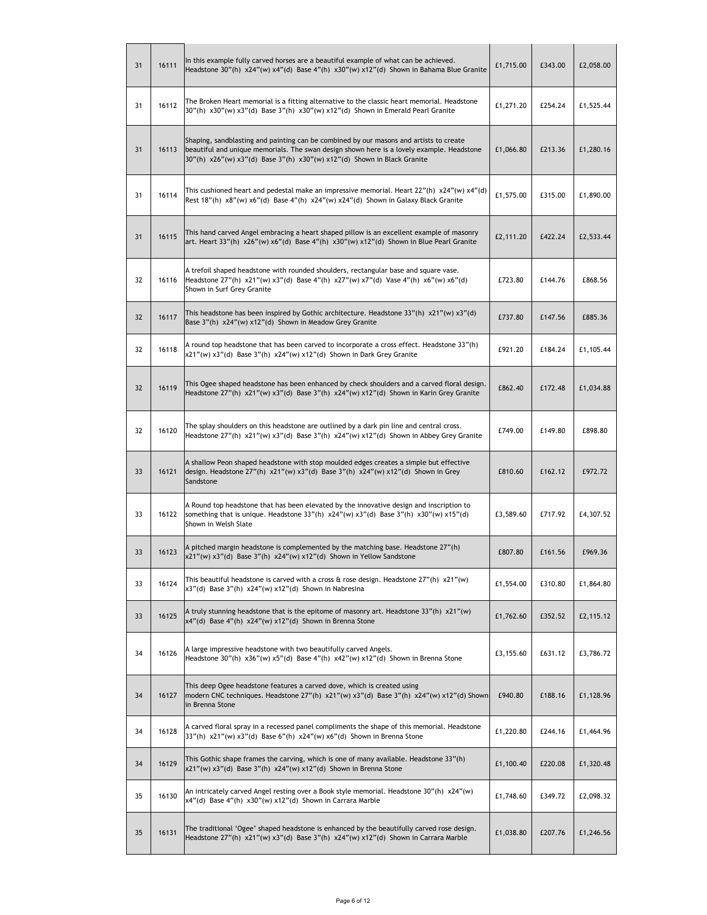| | | | | | |
|---|---|---|---|---|---|
| 31 | 16111 | In this example fully carved horses are a beautiful example of what can be achieved. Headstone 30"(h) x24"(w) x4"(d) Base 4"(h) x30"(w) x12"(d) Shown in Bahama Blue Granite | £1,715.00 | £343.00 | £2,058.00 |
| 31 | 16112 | The Broken Heart memorial is a fitting alternative to the classic heart memorial. Headstone 30"(h) x30"(w) x3"(d) Base 3"(h) x30"(w) x12"(d) Shown in Emerald Pearl Granite | £1,271.20 | £254.24 | £1,525.44 |
| 31 | 16113 | Shaping, sandblasting and painting can be combined by our masons and artists to create beautiful and unique memorials. The swan design shown here is a lovely example. Headstone 30"(h) x26"(w) x3"(d) Base 3"(h) x30"(w) x12"(d) Shown in Black Granite | £1,066.80 | £213.36 | £1,280.16 |
| 31 | 16114 | This cushioned heart and pedestal make an impressive memorial. Heart 22"(h) x24"(w) x4"(d) Rest 18"(h) x8"(w) x6"(d) Base 4"(h) x24"(w) x24"(d) Shown in Galaxy Black Granite | £1,575.00 | £315.00 | £1,890.00 |
| 31 | 16115 | This hand carved Angel embracing a heart shaped pillow is an excellent example of masonry art. Heart 33"(h) x26"(w) x6"(d) Base 4"(h) x30"(w) x12"(d) Shown in Blue Pearl Granite | £2,111.20 | £422.24 | £2,533.44 |
| 32 | 16116 | A trefoil shaped headstone with rounded shoulders, rectangular base and square vase. Headstone 27"(h) x21"(w) x3"(d) Base 4"(h) x27"(w) x7"(d) Vase 4"(h) x6"(w) x6"(d) Shown in Surf Grey Granite | £723.80 | £144.76 | £868.56 |
| 32 | 16117 | This headstone has been inspired by Gothic architecture. Headstone 33"(h) x21"(w) x3"(d) Base 3"(h) x24"(w) x12"(d) Shown in Meadow Grey Granite | £737.80 | £147.56 | £885.36 |
| 32 | 16118 | A round top headstone that has been carved to incorporate a cross effect. Headstone 33"(h) x21"(w) x3"(d) Base 3"(h) x24"(w) x12"(d) Shown in Dark Grey Granite | £921.20 | £184.24 | £1,105.44 |
| 32 | 16119 | This Ogee shaped headstone has been enhanced by check shoulders and a carved floral design. Headstone 27"(h) x21"(w) x3"(d) Base 3"(h) x24"(w) x12"(d) Shown in Karin Grey Granite | £862.40 | £172.48 | £1,034.88 |
| 32 | 16120 | The splay shoulders on this headstone are outlined by a dark pin line and central cross. Headstone 27"(h) x21"(w) x3"(d) Base 3"(h) x24"(w) x12"(d) Shown in Abbey Grey Granite | £749.00 | £149.80 | £898.80 |
| 33 | 16121 | A shallow Peon shaped headstone with stop moulded edges creates a simple but effective design. Headstone 27"(h) x21"(w) x3"(d) Base 3"(h) x24"(w) x12"(d) Shown in Grey Sandstone | £810.60 | £162.12 | £972.72 |
| 33 | 16122 | A Round top headstone that has been elevated by the innovative design and inscription to something that is unique. Headstone 33"(h) x24"(w) x3"(d) Base 3"(h) x30"(w) x15"(d) Shown in Welsh Slate | £3,589.60 | £717.92 | £4,307.52 |
| 33 | 16123 | A pitched margin headstone is complemented by the matching base. Headstone 27"(h) x21"(w) x3"(d) Base 3"(h) x24"(w) x12"(d) Shown in Yellow Sandstone | £807.80 | £161.56 | £969.36 |
| 33 | 16124 | This beautiful headstone is carved with a cross & rose design. Headstone 27"(h) x21"(w) x3"(d) Base 3"(h) x24"(w) x12"(d) Shown in Nabresina | £1,554.00 | £310.80 | £1,864.80 |
| 33 | 16125 | A truly stunning headstone that is the epitome of masonry art. Headstone 33"(h) x21"(w) x4"(d) Base 4"(h) x24"(w) x12"(d) Shown in Brenna Stone | £1,762.60 | £352.52 | £2,115.12 |
| 34 | 16126 | A large impressive headstone with two beautifully carved Angels. Headstone 30"(h) x36"(w) x5"(d) Base 4"(h) x42"(w) x12"(d) Shown in Brenna Stone | £3,155.60 | £631.12 | £3,786.72 |
| 34 | 16127 | This deep Ogee headstone features a carved dove, which is created using modern CNC techniques. Headstone 27"(h) x21"(w) x3"(d) Base 3"(h) x24"(w) x12"(d) Shown in Brenna Stone | £940.80 | £188.16 | £1,128.96 |
| 34 | 16128 | A carved floral spray in a recessed panel compliments the shape of this memorial. Headstone 33"(h) x21"(w) x3"(d) Base 6"(h) x24"(w) x6"(d) Shown in Brenna Stone | £1,220.80 | £244.16 | £1,464.96 |
| 34 | 16129 | This Gothic shape frames the carving, which is one of many available. Headstone 33"(h) x21"(w) x3"(d) Base 3"(h) x24"(w) x12"(d) Shown in Brenna Stone | £1,100.40 | £220.08 | £1,320.48 |
| 35 | 16130 | An intricately carved Angel resting over a Book style memorial. Headstone 30"(h) x24"(w) x4"(d) Base 4"(h) x30"(w) x12"(d) Shown in Carrara Marble | £1,748.60 | £349.72 | £2,098.32 |
| 35 | 16131 | The traditional 'Ogee' shaped headstone is enhanced by the beautifully carved rose design. Headstone 27"(h) x21"(w) x3"(d) Base 3"(h) x24"(w) x12"(d) Shown in Carrara Marble | £1,038.80 | £207.76 | £1,246.56 |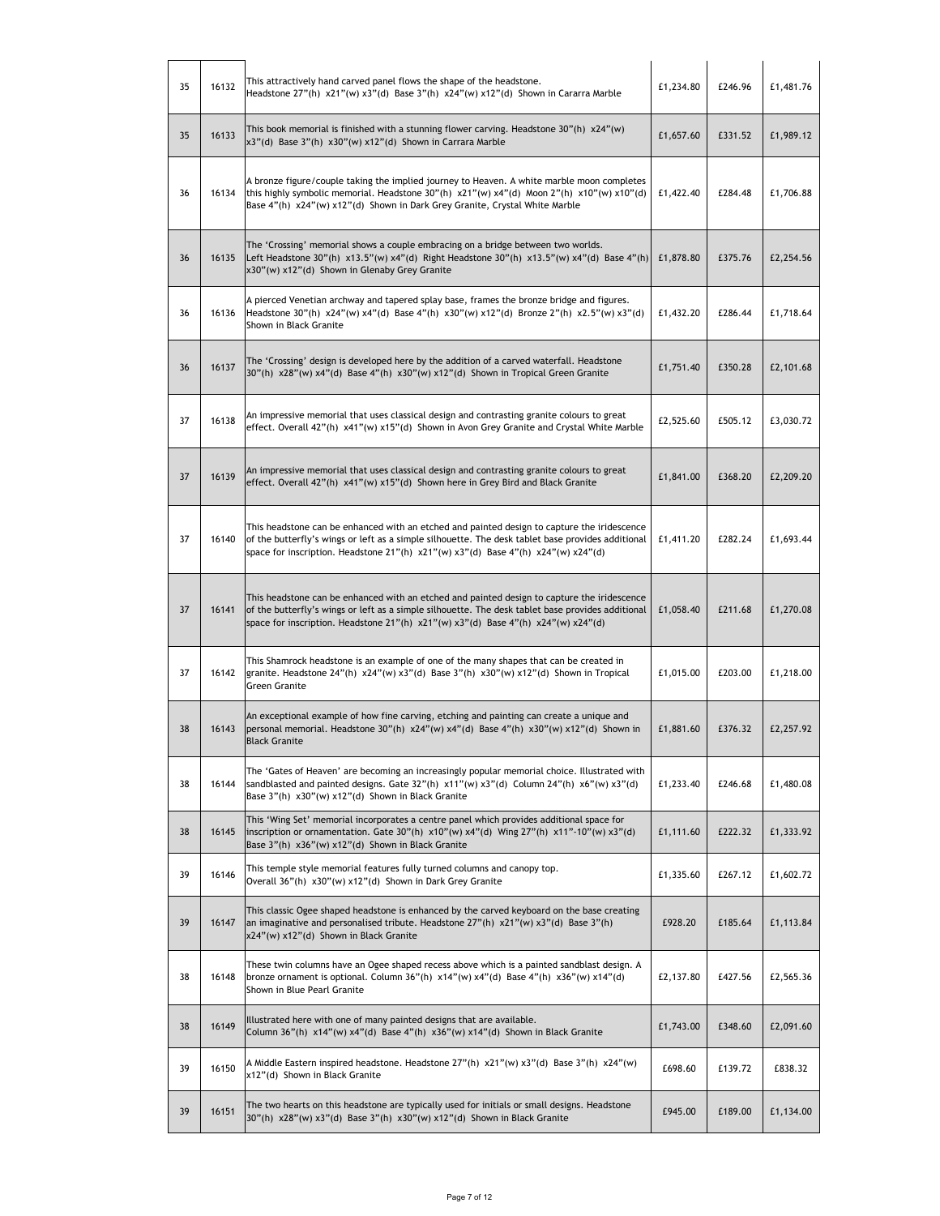| | | | | | |
|---|---|---|---|---|---|
| 35 | 16132 | This attractively hand carved panel flows the shape of the headstone. Headstone 27"(h) x21"(w) x3"(d) Base 3"(h) x24"(w) x12"(d) Shown in Cararra Marble | £1,234.80 | £246.96 | £1,481.76 |
| 35 | 16133 | This book memorial is finished with a stunning flower carving. Headstone 30"(h) x24"(w) x3"(d) Base 3"(h) x30"(w) x12"(d) Shown in Carrara Marble | £1,657.60 | £331.52 | £1,989.12 |
| 36 | 16134 | A bronze figure/couple taking the implied journey to Heaven. A white marble moon completes this highly symbolic memorial. Headstone 30"(h) x21"(w) x4"(d) Moon 2"(h) x10"(w) x10"(d) Base 4"(h) x24"(w) x12"(d) Shown in Dark Grey Granite, Crystal White Marble | £1,422.40 | £284.48 | £1,706.88 |
| 36 | 16135 | The 'Crossing' memorial shows a couple embracing on a bridge between two worlds. Left Headstone 30"(h) x13.5"(w) x4"(d) Right Headstone 30"(h) x13.5"(w) x4"(d) Base 4"(h) x30"(w) x12"(d) Shown in Glenaby Grey Granite | £1,878.80 | £375.76 | £2,254.56 |
| 36 | 16136 | A pierced Venetian archway and tapered splay base, frames the bronze bridge and figures. Headstone 30"(h) x24"(w) x4"(d) Base 4"(h) x30"(w) x12"(d) Bronze 2"(h) x2.5"(w) x3"(d) Shown in Black Granite | £1,432.20 | £286.44 | £1,718.64 |
| 36 | 16137 | The 'Crossing' design is developed here by the addition of a carved waterfall. Headstone 30"(h) x28"(w) x4"(d) Base 4"(h) x30"(w) x12"(d) Shown in Tropical Green Granite | £1,751.40 | £350.28 | £2,101.68 |
| 37 | 16138 | An impressive memorial that uses classical design and contrasting granite colours to great effect. Overall 42"(h) x41"(w) x15"(d) Shown in Avon Grey Granite and Crystal White Marble | £2,525.60 | £505.12 | £3,030.72 |
| 37 | 16139 | An impressive memorial that uses classical design and contrasting granite colours to great effect. Overall 42"(h) x41"(w) x15"(d) Shown here in Grey Bird and Black Granite | £1,841.00 | £368.20 | £2,209.20 |
| 37 | 16140 | This headstone can be enhanced with an etched and painted design to capture the iridescence of the butterfly's wings or left as a simple silhouette. The desk tablet base provides additional space for inscription. Headstone 21"(h) x21"(w) x3"(d) Base 4"(h) x24"(w) x24"(d) | £1,411.20 | £282.24 | £1,693.44 |
| 37 | 16141 | This headstone can be enhanced with an etched and painted design to capture the iridescence of the butterfly's wings or left as a simple silhouette. The desk tablet base provides additional space for inscription. Headstone 21"(h) x21"(w) x3"(d) Base 4"(h) x24"(w) x24"(d) | £1,058.40 | £211.68 | £1,270.08 |
| 37 | 16142 | This Shamrock headstone is an example of one of the many shapes that can be created in granite. Headstone 24"(h) x24"(w) x3"(d) Base 3"(h) x30"(w) x12"(d) Shown in Tropical Green Granite | £1,015.00 | £203.00 | £1,218.00 |
| 38 | 16143 | An exceptional example of how fine carving, etching and painting can create a unique and personal memorial. Headstone 30"(h) x24"(w) x4"(d) Base 4"(h) x30"(w) x12"(d) Shown in Black Granite | £1,881.60 | £376.32 | £2,257.92 |
| 38 | 16144 | The 'Gates of Heaven' are becoming an increasingly popular memorial choice. Illustrated with sandblasted and painted designs. Gate 32"(h) x11"(w) x3"(d) Column 24"(h) x6"(w) x3"(d) Base 3"(h) x30"(w) x12"(d) Shown in Black Granite | £1,233.40 | £246.68 | £1,480.08 |
| 38 | 16145 | This 'Wing Set' memorial incorporates a centre panel which provides additional space for inscription or ornamentation. Gate 30"(h) x10"(w) x4"(d) Wing 27"(h) x11"-10"(w) x3"(d) Base 3"(h) x36"(w) x12"(d) Shown in Black Granite | £1,111.60 | £222.32 | £1,333.92 |
| 39 | 16146 | This temple style memorial features fully turned columns and canopy top. Overall 36"(h) x30"(w) x12"(d) Shown in Dark Grey Granite | £1,335.60 | £267.12 | £1,602.72 |
| 39 | 16147 | This classic Ogee shaped headstone is enhanced by the carved keyboard on the base creating an imaginative and personalised tribute. Headstone 27"(h) x21"(w) x3"(d) Base 3"(h) x24"(w) x12"(d) Shown in Black Granite | £928.20 | £185.64 | £1,113.84 |
| 38 | 16148 | These twin columns have an Ogee shaped recess above which is a painted sandblast design. A bronze ornament is optional. Column 36"(h) x14"(w) x4"(d) Base 4"(h) x36"(w) x14"(d) Shown in Blue Pearl Granite | £2,137.80 | £427.56 | £2,565.36 |
| 38 | 16149 | Illustrated here with one of many painted designs that are available. Column 36"(h) x14"(w) x4"(d) Base 4"(h) x36"(w) x14"(d) Shown in Black Granite | £1,743.00 | £348.60 | £2,091.60 |
| 39 | 16150 | A Middle Eastern inspired headstone. Headstone 27"(h) x21"(w) x3"(d) Base 3"(h) x24"(w) x12"(d) Shown in Black Granite | £698.60 | £139.72 | £838.32 |
| 39 | 16151 | The two hearts on this headstone are typically used for initials or small designs. Headstone 30"(h) x28"(w) x3"(d) Base 3"(h) x30"(w) x12"(d) Shown in Black Granite | £945.00 | £189.00 | £1,134.00 |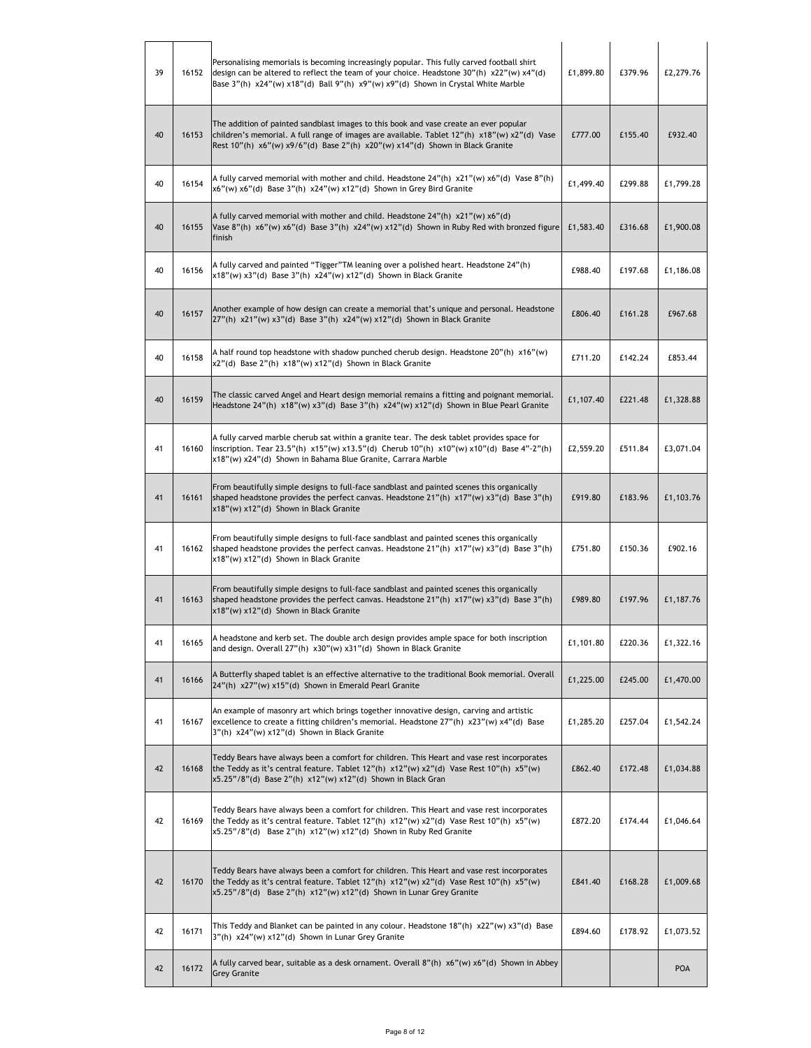| | | | | | |
|---|---|---|---|---|---|
| 39 | 16152 | Personalising memorials is becoming increasingly popular. This fully carved football shirt design can be altered to reflect the team of your choice. Headstone 30"(h) x22"(w) x4"(d) Base 3"(h) x24"(w) x18"(d) Ball 9"(h) x9"(w) x9"(d) Shown in Crystal White Marble | £1,899.80 | £379.96 | £2,279.76 |
| 40 | 16153 | The addition of painted sandblast images to this book and vase create an ever popular children's memorial. A full range of images are available. Tablet 12"(h) x18"(w) x2"(d) Vase Rest 10"(h) x6"(w) x9/6"(d) Base 2"(h) x20"(w) x14"(d) Shown in Black Granite | £777.00 | £155.40 | £932.40 |
| 40 | 16154 | A fully carved memorial with mother and child. Headstone 24"(h) x21"(w) x6"(d) Vase 8"(h) x6"(w) x6"(d) Base 3"(h) x24"(w) x12"(d) Shown in Grey Bird Granite | £1,499.40 | £299.88 | £1,799.28 |
| 40 | 16155 | A fully carved memorial with mother and child. Headstone 24"(h) x21"(w) x6"(d) Vase 8"(h) x6"(w) x6"(d) Base 3"(h) x24"(w) x12"(d) Shown in Ruby Red with bronzed figure finish | £1,583.40 | £316.68 | £1,900.08 |
| 40 | 16156 | A fully carved and painted "Tigger"TM leaning over a polished heart. Headstone 24"(h) x18"(w) x3"(d) Base 3"(h) x24"(w) x12"(d) Shown in Black Granite | £988.40 | £197.68 | £1,186.08 |
| 40 | 16157 | Another example of how design can create a memorial that's unique and personal. Headstone 27"(h) x21"(w) x3"(d) Base 3"(h) x24"(w) x12"(d) Shown in Black Granite | £806.40 | £161.28 | £967.68 |
| 40 | 16158 | A half round top headstone with shadow punched cherub design. Headstone 20"(h) x16"(w) x2"(d) Base 2"(h) x18"(w) x12"(d) Shown in Black Granite | £711.20 | £142.24 | £853.44 |
| 40 | 16159 | The classic carved Angel and Heart design memorial remains a fitting and poignant memorial. Headstone 24"(h) x18"(w) x3"(d) Base 3"(h) x24"(w) x12"(d) Shown in Blue Pearl Granite | £1,107.40 | £221.48 | £1,328.88 |
| 41 | 16160 | A fully carved marble cherub sat within a granite tear. The desk tablet provides space for inscription. Tear 23.5"(h) x15"(w) x13.5"(d) Cherub 10"(h) x10"(w) x10"(d) Base 4"-2"(h) x18"(w) x24"(d) Shown in Bahama Blue Granite, Carrara Marble | £2,559.20 | £511.84 | £3,071.04 |
| 41 | 16161 | From beautifully simple designs to full-face sandblast and painted scenes this organically shaped headstone provides the perfect canvas. Headstone 21"(h) x17"(w) x3"(d) Base 3"(h) x18"(w) x12"(d) Shown in Black Granite | £919.80 | £183.96 | £1,103.76 |
| 41 | 16162 | From beautifully simple designs to full-face sandblast and painted scenes this organically shaped headstone provides the perfect canvas. Headstone 21"(h) x17"(w) x3"(d) Base 3"(h) x18"(w) x12"(d) Shown in Black Granite | £751.80 | £150.36 | £902.16 |
| 41 | 16163 | From beautifully simple designs to full-face sandblast and painted scenes this organically shaped headstone provides the perfect canvas. Headstone 21"(h) x17"(w) x3"(d) Base 3"(h) x18"(w) x12"(d) Shown in Black Granite | £989.80 | £197.96 | £1,187.76 |
| 41 | 16165 | A headstone and kerb set. The double arch design provides ample space for both inscription and design. Overall 27"(h) x30"(w) x31"(d) Shown in Black Granite | £1,101.80 | £220.36 | £1,322.16 |
| 41 | 16166 | A Butterfly shaped tablet is an effective alternative to the traditional Book memorial. Overall 24"(h) x27"(w) x15"(d) Shown in Emerald Pearl Granite | £1,225.00 | £245.00 | £1,470.00 |
| 41 | 16167 | An example of masonry art which brings together innovative design, carving and artistic excellence to create a fitting children's memorial. Headstone 27"(h) x23"(w) x4"(d) Base 3"(h) x24"(w) x12"(d) Shown in Black Granite | £1,285.20 | £257.04 | £1,542.24 |
| 42 | 16168 | Teddy Bears have always been a comfort for children. This Heart and vase rest incorporates the Teddy as it's central feature. Tablet 12"(h) x12"(w) x2"(d) Vase Rest 10"(h) x5"(w) x5.25"/8"(d) Base 2"(h) x12"(w) x12"(d) Shown in Black Gran | £862.40 | £172.48 | £1,034.88 |
| 42 | 16169 | Teddy Bears have always been a comfort for children. This Heart and vase rest incorporates the Teddy as it's central feature. Tablet 12"(h) x12"(w) x2"(d) Vase Rest 10"(h) x5"(w) x5.25"/8"(d) Base 2"(h) x12"(w) x12"(d) Shown in Ruby Red Granite | £872.20 | £174.44 | £1,046.64 |
| 42 | 16170 | Teddy Bears have always been a comfort for children. This Heart and vase rest incorporates the Teddy as it's central feature. Tablet 12"(h) x12"(w) x2"(d) Vase Rest 10"(h) x5"(w) x5.25"/8"(d) Base 2"(h) x12"(w) x12"(d) Shown in Lunar Grey Granite | £841.40 | £168.28 | £1,009.68 |
| 42 | 16171 | This Teddy and Blanket can be painted in any colour. Headstone 18"(h) x22"(w) x3"(d) Base 3"(h) x24"(w) x12"(d) Shown in Lunar Grey Granite | £894.60 | £178.92 | £1,073.52 |
| 42 | 16172 | A fully carved bear, suitable as a desk ornament. Overall 8"(h) x6"(w) x6"(d) Shown in Abbey Grey Granite | | | POA |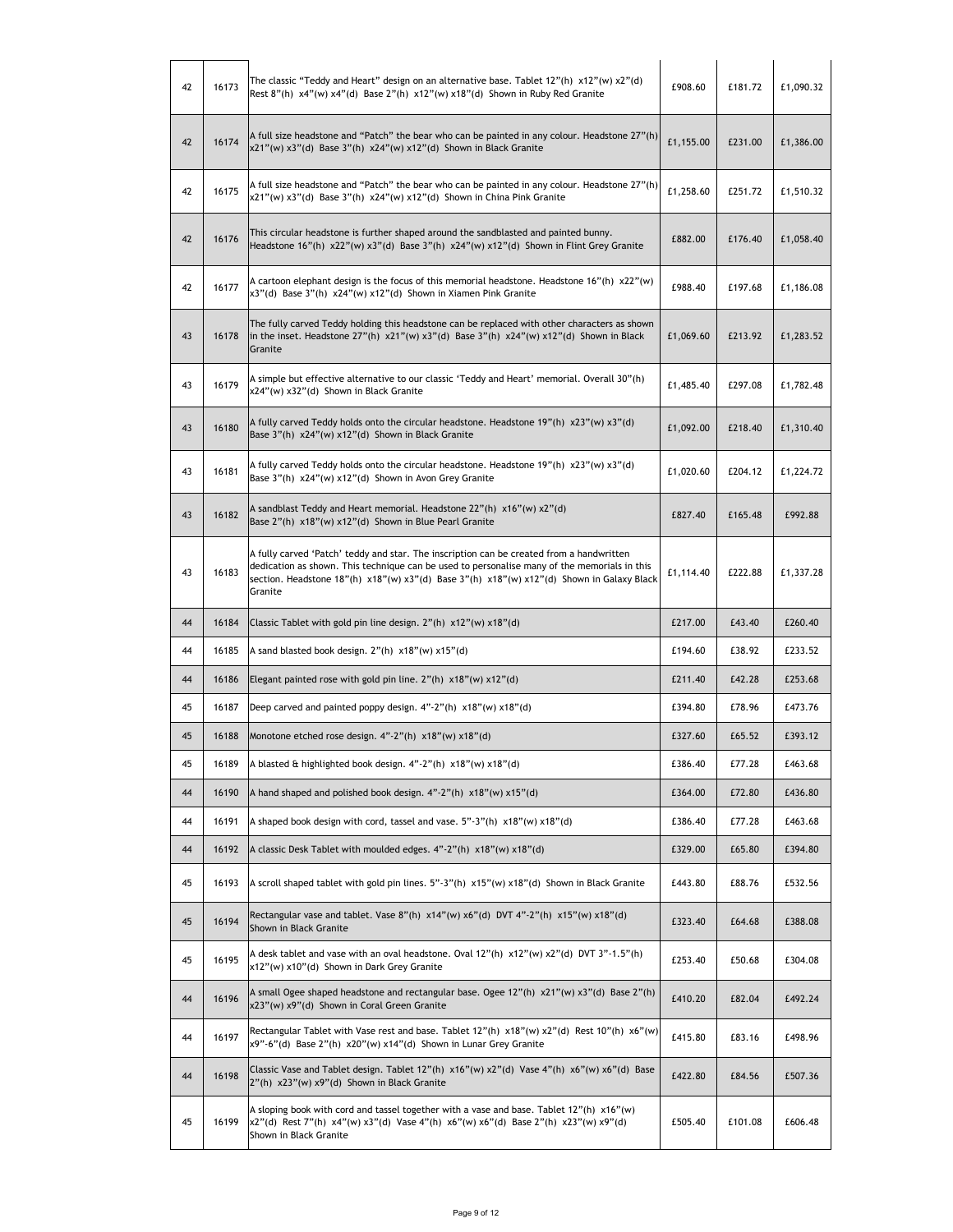| | | | | | |
|---|---|---|---|---|---|
| 42 | 16173 | The classic "Teddy and Heart" design on an alternative base. Tablet 12"(h) x12"(w) x2"(d) Rest 8"(h) x4"(w) x4"(d) Base 2"(h) x12"(w) x18"(d) Shown in Ruby Red Granite | £908.60 | £181.72 | £1,090.32 |
| 42 | 16174 | A full size headstone and "Patch" the bear who can be painted in any colour. Headstone 27"(h) x21"(w) x3"(d) Base 3"(h) x24"(w) x12"(d) Shown in Black Granite | £1,155.00 | £231.00 | £1,386.00 |
| 42 | 16175 | A full size headstone and "Patch" the bear who can be painted in any colour. Headstone 27"(h) x21"(w) x3"(d) Base 3"(h) x24"(w) x12"(d) Shown in China Pink Granite | £1,258.60 | £251.72 | £1,510.32 |
| 42 | 16176 | This circular headstone is further shaped around the sandblasted and painted bunny. Headstone 16"(h) x22"(w) x3"(d) Base 3"(h) x24"(w) x12"(d) Shown in Flint Grey Granite | £882.00 | £176.40 | £1,058.40 |
| 42 | 16177 | A cartoon elephant design is the focus of this memorial headstone. Headstone 16"(h) x22"(w) x3"(d) Base 3"(h) x24"(w) x12"(d) Shown in Xiamen Pink Granite | £988.40 | £197.68 | £1,186.08 |
| 43 | 16178 | The fully carved Teddy holding this headstone can be replaced with other characters as shown in the inset. Headstone 27"(h) x21"(w) x3"(d) Base 3"(h) x24"(w) x12"(d) Shown in Black Granite | £1,069.60 | £213.92 | £1,283.52 |
| 43 | 16179 | A simple but effective alternative to our classic 'Teddy and Heart' memorial. Overall 30"(h) x24"(w) x32"(d) Shown in Black Granite | £1,485.40 | £297.08 | £1,782.48 |
| 43 | 16180 | A fully carved Teddy holds onto the circular headstone. Headstone 19"(h) x23"(w) x3"(d) Base 3"(h) x24"(w) x12"(d) Shown in Black Granite | £1,092.00 | £218.40 | £1,310.40 |
| 43 | 16181 | A fully carved Teddy holds onto the circular headstone. Headstone 19"(h) x23"(w) x3"(d) Base 3"(h) x24"(w) x12"(d) Shown in Avon Grey Granite | £1,020.60 | £204.12 | £1,224.72 |
| 43 | 16182 | A sandblast Teddy and Heart memorial. Headstone 22"(h) x16"(w) x2"(d) Base 2"(h) x18"(w) x12"(d) Shown in Blue Pearl Granite | £827.40 | £165.48 | £992.88 |
| 43 | 16183 | A fully carved 'Patch' teddy and star. The inscription can be created from a handwritten dedication as shown. This technique can be used to personalise many of the memorials in this section. Headstone 18"(h) x18"(w) x3"(d) Base 3"(h) x18"(w) x12"(d) Shown in Galaxy Black Granite | £1,114.40 | £222.88 | £1,337.28 |
| 44 | 16184 | Classic Tablet with gold pin line design. 2"(h) x12"(w) x18"(d) | £217.00 | £43.40 | £260.40 |
| 44 | 16185 | A sand blasted book design. 2"(h) x18"(w) x15"(d) | £194.60 | £38.92 | £233.52 |
| 44 | 16186 | Elegant painted rose with gold pin line. 2"(h) x18"(w) x12"(d) | £211.40 | £42.28 | £253.68 |
| 45 | 16187 | Deep carved and painted poppy design. 4"-2"(h) x18"(w) x18"(d) | £394.80 | £78.96 | £473.76 |
| 45 | 16188 | Monotone etched rose design. 4"-2"(h) x18"(w) x18"(d) | £327.60 | £65.52 | £393.12 |
| 45 | 16189 | A blasted & highlighted book design. 4"-2"(h) x18"(w) x18"(d) | £386.40 | £77.28 | £463.68 |
| 44 | 16190 | A hand shaped and polished book design. 4"-2"(h) x18"(w) x15"(d) | £364.00 | £72.80 | £436.80 |
| 44 | 16191 | A shaped book design with cord, tassel and vase. 5"-3"(h) x18"(w) x18"(d) | £386.40 | £77.28 | £463.68 |
| 44 | 16192 | A classic Desk Tablet with moulded edges. 4"-2"(h) x18"(w) x18"(d) | £329.00 | £65.80 | £394.80 |
| 45 | 16193 | A scroll shaped tablet with gold pin lines. 5"-3"(h) x15"(w) x18"(d) Shown in Black Granite | £443.80 | £88.76 | £532.56 |
| 45 | 16194 | Rectangular vase and tablet. Vase 8"(h) x14"(w) x6"(d) DVT 4"-2"(h) x15"(w) x18"(d) Shown in Black Granite | £323.40 | £64.68 | £388.08 |
| 45 | 16195 | A desk tablet and vase with an oval headstone. Oval 12"(h) x12"(w) x2"(d) DVT 3"-1.5"(h) x12"(w) x10"(d) Shown in Dark Grey Granite | £253.40 | £50.68 | £304.08 |
| 44 | 16196 | A small Ogee shaped headstone and rectangular base. Ogee 12"(h) x21"(w) x3"(d) Base 2"(h) x23"(w) x9"(d) Shown in Coral Green Granite | £410.20 | £82.04 | £492.24 |
| 44 | 16197 | Rectangular Tablet with Vase rest and base. Tablet 12"(h) x18"(w) x2"(d) Rest 10"(h) x6"(w) x9"-6"(d) Base 2"(h) x20"(w) x14"(d) Shown in Lunar Grey Granite | £415.80 | £83.16 | £498.96 |
| 44 | 16198 | Classic Vase and Tablet design. Tablet 12"(h) x16"(w) x2"(d) Vase 4"(h) x6"(w) x6"(d) Base 2"(h) x23"(w) x9"(d) Shown in Black Granite | £422.80 | £84.56 | £507.36 |
| 45 | 16199 | A sloping book with cord and tassel together with a vase and base. Tablet 12"(h) x16"(w) x2"(d) Rest 7"(h) x4"(w) x3"(d) Vase 4"(h) x6"(w) x6"(d) Base 2"(h) x23"(w) x9"(d) Shown in Black Granite | £505.40 | £101.08 | £606.48 |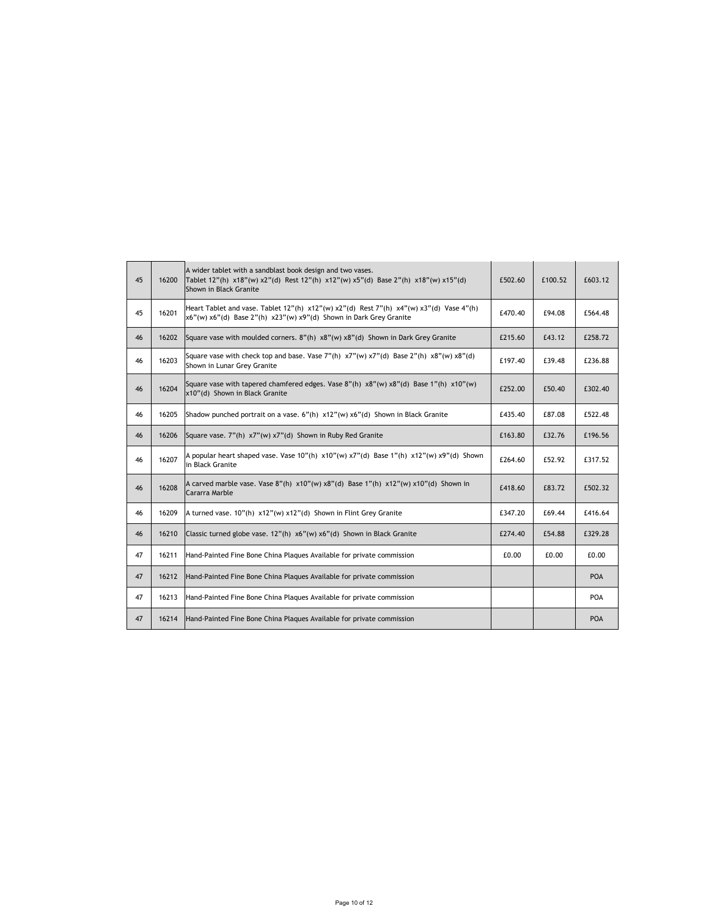| | | | | | |
|---|---|---|---|---|---|
| 45 | 16200 | A wider tablet with a sandblast book design and two vases.<br>Tablet 12"(h) x18"(w) x2"(d) Rest 12"(h) x12"(w) x5"(d) Base 2"(h) x18"(w) x15"(d) Shown in Black Granite | £502.60 | £100.52 | £603.12 |
| 45 | 16201 | Heart Tablet and vase. Tablet 12"(h) x12"(w) x2"(d) Rest 7"(h) x4"(w) x3"(d) Vase 4"(h) x6"(w) x6"(d) Base 2"(h) x23"(w) x9"(d) Shown in Dark Grey Granite | £470.40 | £94.08 | £564.48 |
| 46 | 16202 | Square vase with moulded corners. 8"(h) x8"(w) x8"(d) Shown in Dark Grey Granite | £215.60 | £43.12 | £258.72 |
| 46 | 16203 | Square vase with check top and base. Vase 7"(h) x7"(w) x7"(d) Base 2"(h) x8"(w) x8"(d) Shown in Lunar Grey Granite | £197.40 | £39.48 | £236.88 |
| 46 | 16204 | Square vase with tapered chamfered edges. Vase 8"(h) x8"(w) x8"(d) Base 1"(h) x10"(w) x10"(d) Shown in Black Granite | £252.00 | £50.40 | £302.40 |
| 46 | 16205 | Shadow punched portrait on a vase. 6"(h) x12"(w) x6"(d) Shown in Black Granite | £435.40 | £87.08 | £522.48 |
| 46 | 16206 | Square vase. 7"(h) x7"(w) x7"(d) Shown in Ruby Red Granite | £163.80 | £32.76 | £196.56 |
| 46 | 16207 | A popular heart shaped vase. Vase 10"(h) x10"(w) x7"(d) Base 1"(h) x12"(w) x9"(d) Shown in Black Granite | £264.60 | £52.92 | £317.52 |
| 46 | 16208 | A carved marble vase. Vase 8"(h) x10"(w) x8"(d) Base 1"(h) x12"(w) x10"(d) Shown in Cararra Marble | £418.60 | £83.72 | £502.32 |
| 46 | 16209 | A turned vase. 10"(h) x12"(w) x12"(d) Shown in Flint Grey Granite | £347.20 | £69.44 | £416.64 |
| 46 | 16210 | Classic turned globe vase. 12"(h) x6"(w) x6"(d) Shown in Black Granite | £274.40 | £54.88 | £329.28 |
| 47 | 16211 | Hand-Painted Fine Bone China Plaques Available for private commission | £0.00 | £0.00 | £0.00 |
| 47 | 16212 | Hand-Painted Fine Bone China Plaques Available for private commission | | | POA |
| 47 | 16213 | Hand-Painted Fine Bone China Plaques Available for private commission | | | POA |
| 47 | 16214 | Hand-Painted Fine Bone China Plaques Available for private commission | | | POA |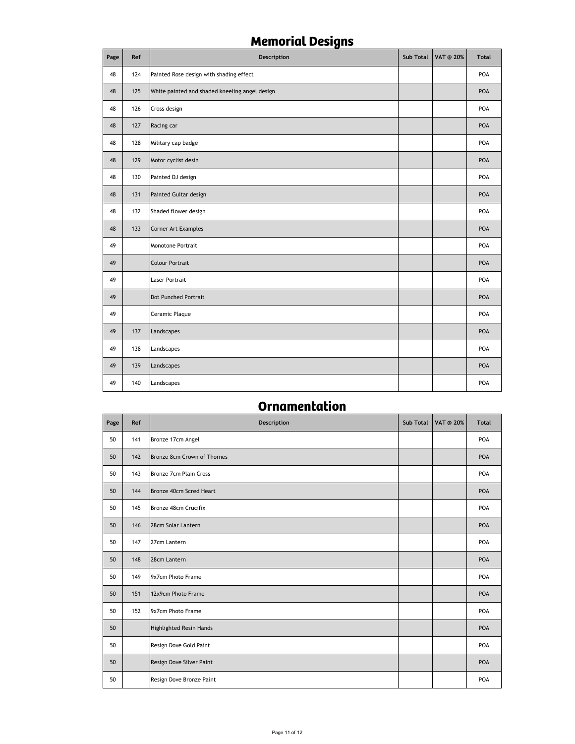## Memorial Designs

| Page | Ref | Description | Sub Total | VAT @ 20% | Total |
|---|---|---|---|---|---|
| 48 | 124 | Painted Rose design with shading effect | | | POA |
| 48 | 125 | White painted and shaded kneeling angel design | | | POA |
| 48 | 126 | Cross design | | | POA |
| 48 | 127 | Racing car | | | POA |
| 48 | 128 | Military cap badge | | | POA |
| 48 | 129 | Motor cyclist desin | | | POA |
| 48 | 130 | Painted DJ design | | | POA |
| 48 | 131 | Painted Guitar design | | | POA |
| 48 | 132 | Shaded flower design | | | POA |
| 48 | 133 | Corner Art Examples | | | POA |
| 49 | | Monotone Portrait | | | POA |
| 49 | | Colour Portrait | | | POA |
| 49 | | Laser Portrait | | | POA |
| 49 | | Dot Punched Portrait | | | POA |
| 49 | | Ceramic Plaque | | | POA |
| 49 | 137 | Landscapes | | | POA |
| 49 | 138 | Landscapes | | | POA |
| 49 | 139 | Landscapes | | | POA |
| 49 | 140 | Landscapes | | | POA |

## Ornamentation

| Page | Ref | Description | Sub Total | VAT @ 20% | Total |
|---|---|---|---|---|---|
| 50 | 141 | Bronze 17cm Angel | | | POA |
| 50 | 142 | Bronze 8cm Crown of Thornes | | | POA |
| 50 | 143 | Bronze 7cm Plain Cross | | | POA |
| 50 | 144 | Bronze 40cm Scred Heart | | | POA |
| 50 | 145 | Bronze 48cm Crucifix | | | POA |
| 50 | 146 | 28cm Solar Lantern | | | POA |
| 50 | 147 | 27cm Lantern | | | POA |
| 50 | 148 | 28cm Lantern | | | POA |
| 50 | 149 | 9x7cm Photo Frame | | | POA |
| 50 | 151 | 12x9cm Photo Frame | | | POA |
| 50 | 152 | 9x7cm Photo Frame | | | POA |
| 50 | | Highlighted Resin Hands | | | POA |
| 50 | | Resign Dove Gold Paint | | | POA |
| 50 | | Resign Dove Silver Paint | | | POA |
| 50 | | Resign Dove Bronze Paint | | | POA |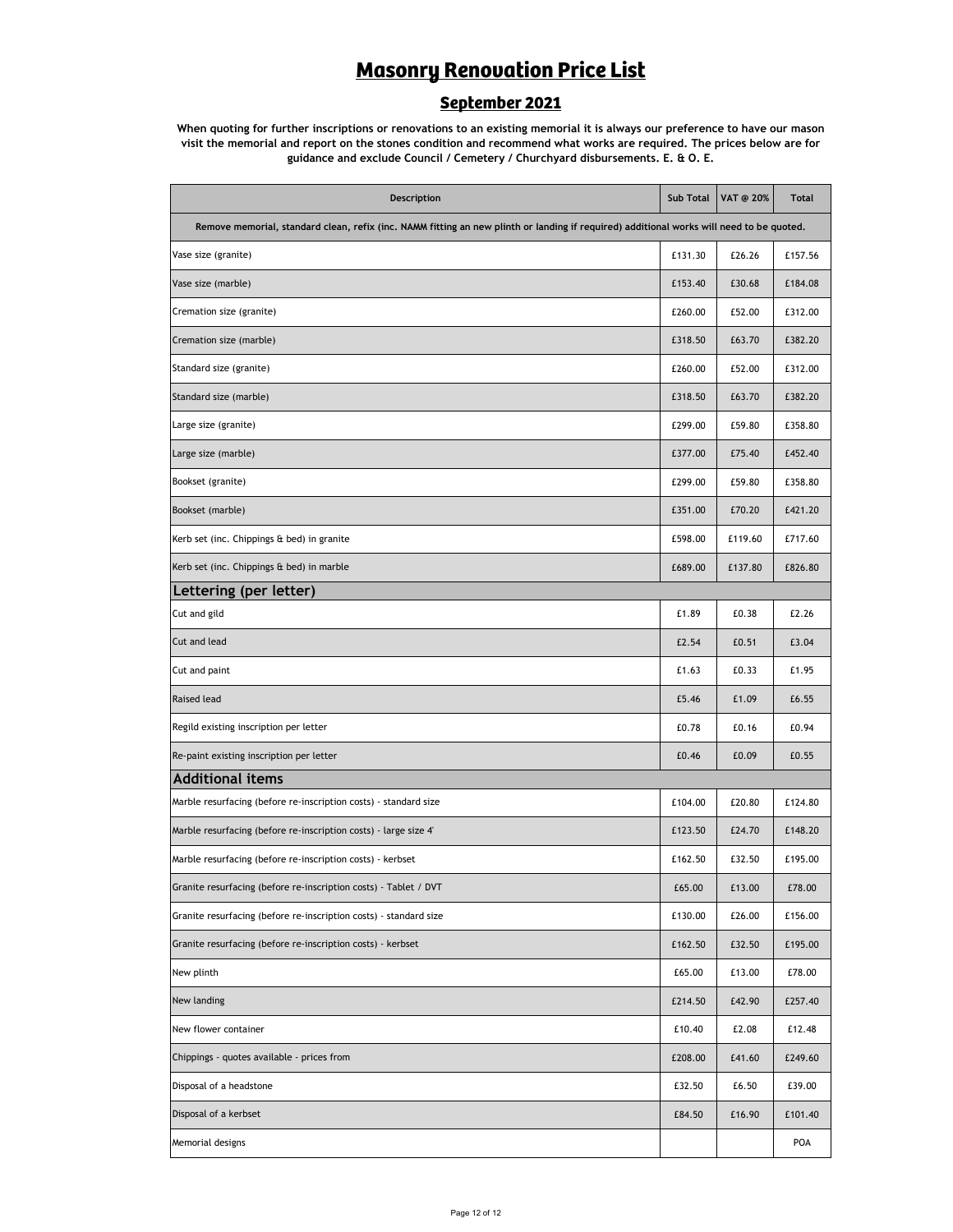# Masonry Renovation Price List

## September 2021

**When quoting for further inscriptions or renovations to an existing memorial it is always our preference to have our mason visit the memorial and report on the stones condition and recommend what works are required. The prices below are for guidance and exclude Council / Cemetery / Churchyard disbursements. E. & O. E.**

| Description | Sub Total | VAT @ 20% | Total |
|---|---|---|---|
| **Remove memorial, standard clean, refix (inc. NAMM fitting an new plinth or landing if required) additional works will need to be quoted.** | | | |
| Vase size (granite) | £131.30 | £26.26 | £157.56 |
| Vase size (marble) | £153.40 | £30.68 | £184.08 |
| Cremation size (granite) | £260.00 | £52.00 | £312.00 |
| Cremation size (marble) | £318.50 | £63.70 | £382.20 |
| Standard size (granite) | £260.00 | £52.00 | £312.00 |
| Standard size (marble) | £318.50 | £63.70 | £382.20 |
| Large size (granite) | £299.00 | £59.80 | £358.80 |
| Large size (marble) | £377.00 | £75.40 | £452.40 |
| Bookset (granite) | £299.00 | £59.80 | £358.80 |
| Bookset (marble) | £351.00 | £70.20 | £421.20 |
| Kerb set (inc. Chippings & bed) in granite | £598.00 | £119.60 | £717.60 |
| Kerb set (inc. Chippings & bed) in marble | £689.00 | £137.80 | £826.80 |
| **Lettering (per letter)** | | | |
| Cut and gild | £1.89 | £0.38 | £2.26 |
| Cut and lead | £2.54 | £0.51 | £3.04 |
| Cut and paint | £1.63 | £0.33 | £1.95 |
| Raised lead | £5.46 | £1.09 | £6.55 |
| Regild existing inscription per letter | £0.78 | £0.16 | £0.94 |
| Re-paint existing inscription per letter | £0.46 | £0.09 | £0.55 |
| **Additional items** | | | |
| Marble resurfacing (before re-inscription costs) - standard size | £104.00 | £20.80 | £124.80 |
| Marble resurfacing (before re-inscription costs) - large size 4' | £123.50 | £24.70 | £148.20 |
| Marble resurfacing (before re-inscription costs) - kerbset | £162.50 | £32.50 | £195.00 |
| Granite resurfacing (before re-inscription costs) - Tablet / DVT | £65.00 | £13.00 | £78.00 |
| Granite resurfacing (before re-inscription costs) - standard size | £130.00 | £26.00 | £156.00 |
| Granite resurfacing (before re-inscription costs) - kerbset | £162.50 | £32.50 | £195.00 |
| New plinth | £65.00 | £13.00 | £78.00 |
| New landing | £214.50 | £42.90 | £257.40 |
| New flower container | £10.40 | £2.08 | £12.48 |
| Chippings - quotes available - prices from | £208.00 | £41.60 | £249.60 |
| Disposal of a headstone | £32.50 | £6.50 | £39.00 |
| Disposal of a kerbset | £84.50 | £16.90 | £101.40 |
| Memorial designs | | | POA |